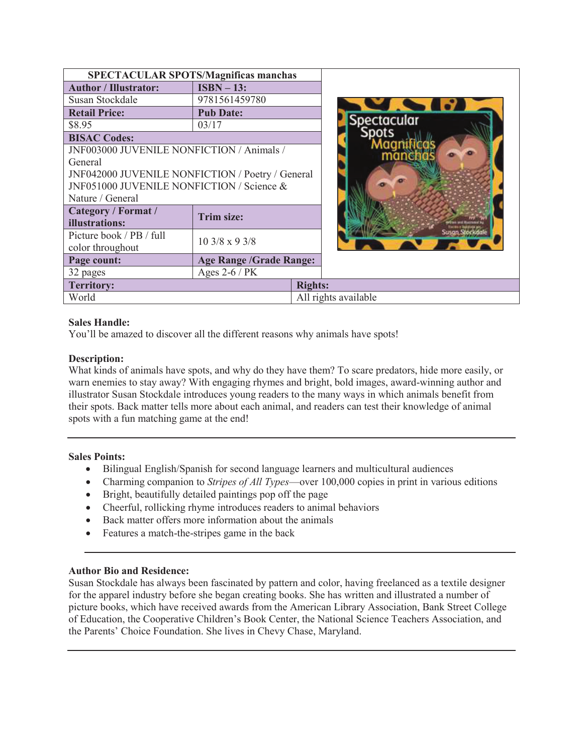| SPECTACULAR SPOTS/Magnificas manchas | |
|---|---|
| **Author / Illustrator:** | **ISBN – 13:** |
| Susan Stockdale | 9781561459780 |
| **Retail Price:** | **Pub Date:** |
| $8.95 | 03/17 |
| **BISAC Codes:** | |
| JNF003000 JUVENILE NONFICTION / Animals / General<br>JNF042000 JUVENILE NONFICTION / Poetry / General<br>JNF051000 JUVENILE NONFICTION / Science & Nature / General | |
| **Category / Format / illustrations:** | **Trim size:** |
| Picture book / PB / full color throughout | 10 3/8 x 9 3/8 |
| **Page count:** | **Age Range /Grade Range:** |
| 32 pages | Ages 2-6 / PK |
| **Territory:** | **Rights:** |
| World | All rights available |

**Sales Handle:**
You'll be amazed to discover all the different reasons why animals have spots!

**Description:**
What kinds of animals have spots, and why do they have them? To scare predators, hide more easily, or warn enemies to stay away? With engaging rhymes and bright, bold images, award-winning author and illustrator Susan Stockdale introduces young readers to the many ways in which animals benefit from their spots. Back matter tells more about each animal, and readers can test their knowledge of animal spots with a fun matching game at the end!

---

**Sales Points:**

- Bilingual English/Spanish for second language learners and multicultural audiences
- Charming companion to *Stripes of All Types*—over 100,000 copies in print in various editions
- Bright, beautifully detailed paintings pop off the page
- Cheerful, rollicking rhyme introduces readers to animal behaviors
- Back matter offers more information about the animals
- Features a match-the-stripes game in the back

---

**Author Bio and Residence:**
Susan Stockdale has always been fascinated by pattern and color, having freelanced as a textile designer for the apparel industry before she began creating books. She has written and illustrated a number of picture books, which have received awards from the American Library Association, Bank Street College of Education, the Cooperative Children's Book Center, the National Science Teachers Association, and the Parents' Choice Foundation. She lives in Chevy Chase, Maryland.

---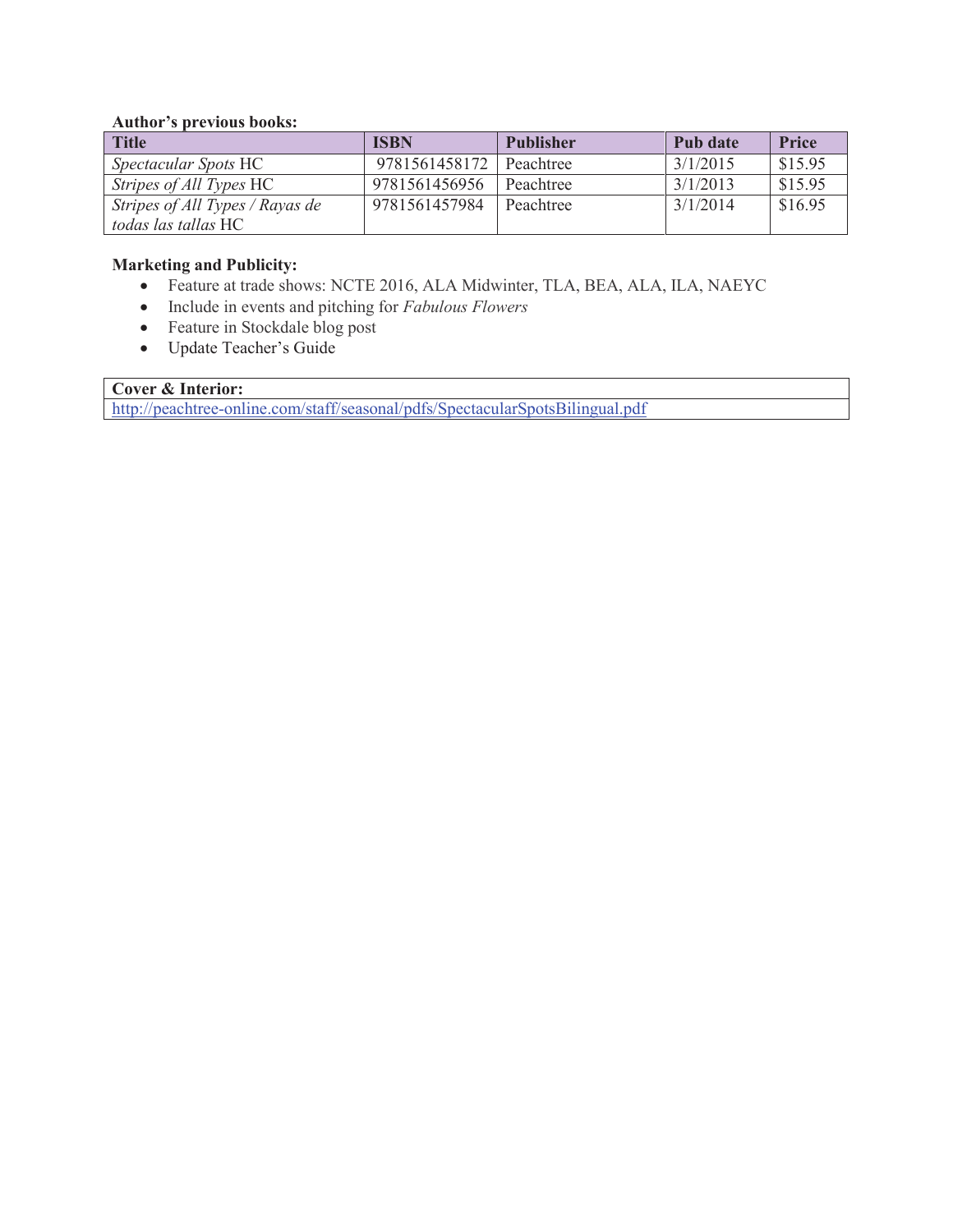**Author's previous books:**

| Title | ISBN | Publisher | Pub date | Price |
|---|---|---|---|---|
| *Spectacular Spots* HC | 9781561458172 | Peachtree | 3/1/2015 | $15.95 |
| *Stripes of All Types* HC | 9781561456956 | Peachtree | 3/1/2013 | $15.95 |
| *Stripes of All Types / Rayas de todas las tallas* HC | 9781561457984 | Peachtree | 3/1/2014 | $16.95 |

**Marketing and Publicity:**

- Feature at trade shows: NCTE 2016, ALA Midwinter, TLA, BEA, ALA, ILA, NAEYC
- Include in events and pitching for *Fabulous Flowers*
- Feature in Stockdale blog post
- Update Teacher's Guide

| **Cover & Interior:** |
|---|
| http://peachtree-online.com/staff/seasonal/pdfs/SpectacularSpotsBilingual.pdf |